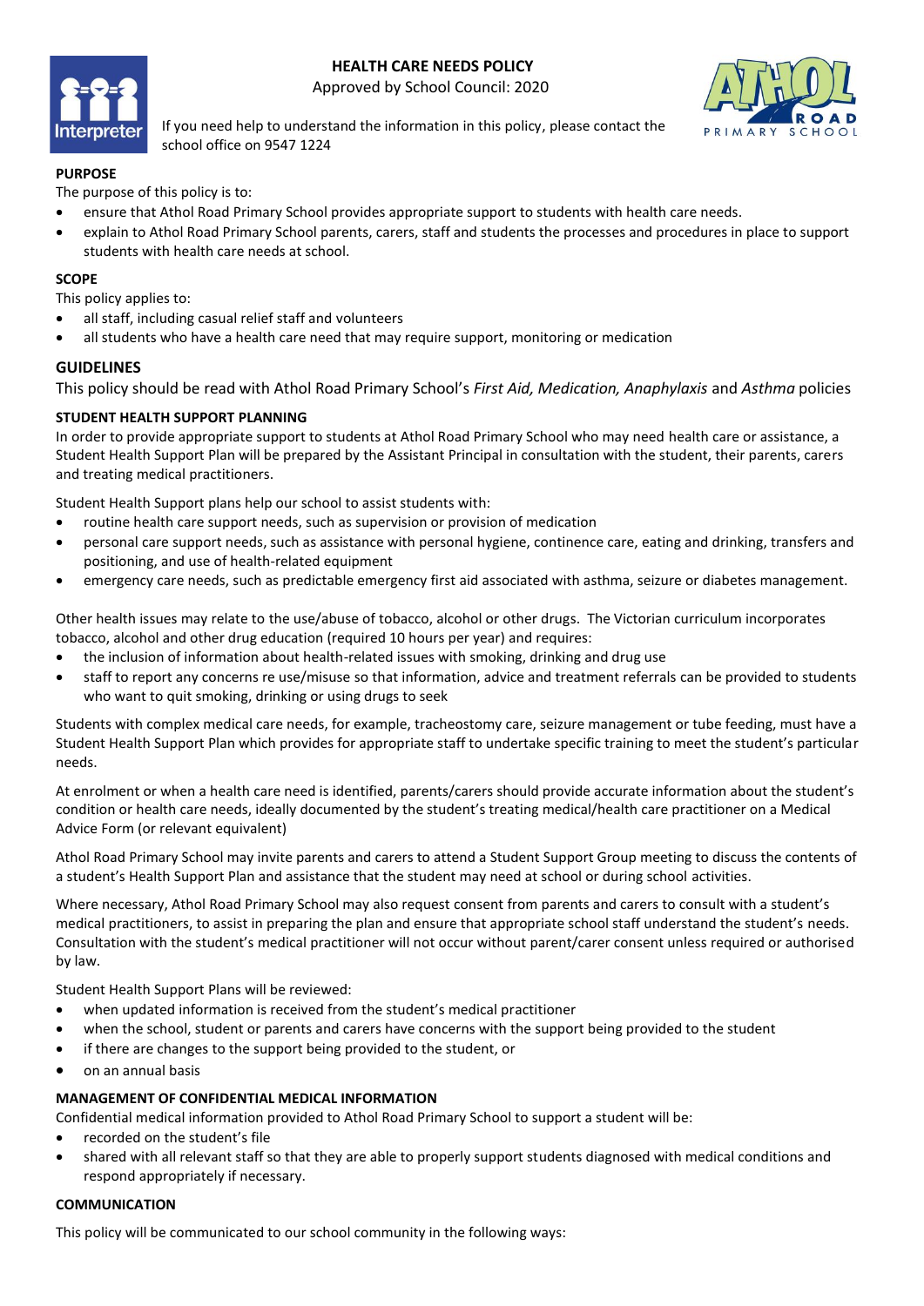# HEALTH CARE NEEDS POLICY

Approved by School Council: 2020

If you need help to understand the information in this policy, please contact the school office on 9547 1224

## PURPOSE

The purpose of this policy is to:

- ensure that Athol Road Primary School provides appropriate support to students with health care needs.
- explain to Athol Road Primary School parents, carers, staff and students the processes and procedures in place to support students with health care needs at school.

## SCOPE

This policy applies to:

- all staff, including casual relief staff and volunteers
- all students who have a health care need that may require support, monitoring or medication

## GUIDELINES

This policy should be read with Athol Road Primary School's *First Aid, Medication, Anaphylaxis* and *Asthma* policies

### STUDENT HEALTH SUPPORT PLANNING

In order to provide appropriate support to students at Athol Road Primary School who may need health care or assistance, a Student Health Support Plan will be prepared by the Assistant Principal in consultation with the student, their parents, carers and treating medical practitioners.

Student Health Support plans help our school to assist students with:

- routine health care support needs, such as supervision or provision of medication
- personal care support needs, such as assistance with personal hygiene, continence care, eating and drinking, transfers and positioning, and use of health-related equipment
- emergency care needs, such as predictable emergency first aid associated with asthma, seizure or diabetes management.

Other health issues may relate to the use/abuse of tobacco, alcohol or other drugs. The Victorian curriculum incorporates tobacco, alcohol and other drug education (required 10 hours per year) and requires:

- the inclusion of information about health-related issues with smoking, drinking and drug use
- staff to report any concerns re use/misuse so that information, advice and treatment referrals can be provided to students who want to quit smoking, drinking or using drugs to seek

Students with complex medical care needs, for example, tracheostomy care, seizure management or tube feeding, must have a Student Health Support Plan which provides for appropriate staff to undertake specific training to meet the student's particular needs.

At enrolment or when a health care need is identified, parents/carers should provide accurate information about the student's condition or health care needs, ideally documented by the student's treating medical/health care practitioner on a Medical Advice Form (or relevant equivalent)

Athol Road Primary School may invite parents and carers to attend a Student Support Group meeting to discuss the contents of a student's Health Support Plan and assistance that the student may need at school or during school activities.

Where necessary, Athol Road Primary School may also request consent from parents and carers to consult with a student's medical practitioners, to assist in preparing the plan and ensure that appropriate school staff understand the student's needs. Consultation with the student's medical practitioner will not occur without parent/carer consent unless required or authorised by law.

Student Health Support Plans will be reviewed:

- when updated information is received from the student's medical practitioner
- when the school, student or parents and carers have concerns with the support being provided to the student
- if there are changes to the support being provided to the student, or
- on an annual basis

### MANAGEMENT OF CONFIDENTIAL MEDICAL INFORMATION

Confidential medical information provided to Athol Road Primary School to support a student will be:

- recorded on the student's file
- shared with all relevant staff so that they are able to properly support students diagnosed with medical conditions and respond appropriately if necessary.

### COMMUNICATION

This policy will be communicated to our school community in the following ways: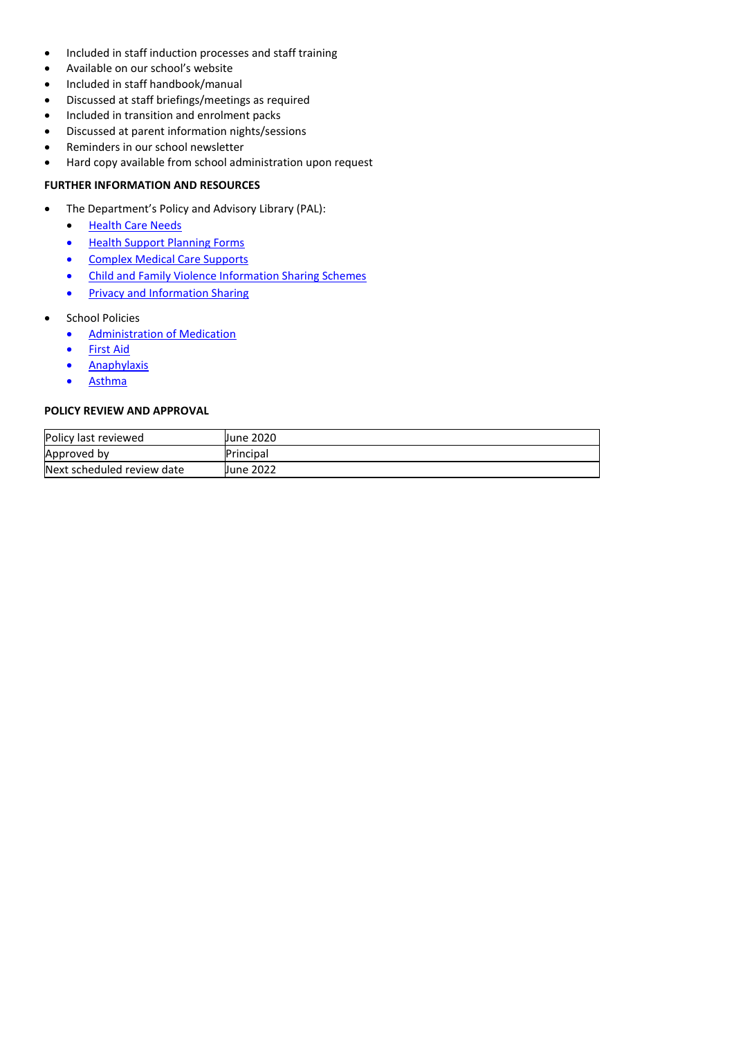- Included in staff induction processes and staff training
- Available on our school's website
- Included in staff handbook/manual
- Discussed at staff briefings/meetings as required
- Included in transition and enrolment packs
- Discussed at parent information nights/sessions
- Reminders in our school newsletter
- Hard copy available from school administration upon request

**FURTHER INFORMATION AND RESOURCES**

- The Department's Policy and Advisory Library (PAL):
  - Health Care Needs
  - Health Support Planning Forms
  - Complex Medical Care Supports
  - Child and Family Violence Information Sharing Schemes
  - Privacy and Information Sharing
- School Policies
  - Administration of Medication
  - First Aid
  - Anaphylaxis
  - Asthma

**POLICY REVIEW AND APPROVAL**

| | |
|---|---|
| Policy last reviewed | June 2020 |
| Approved by | Principal |
| Next scheduled review date | June 2022 |